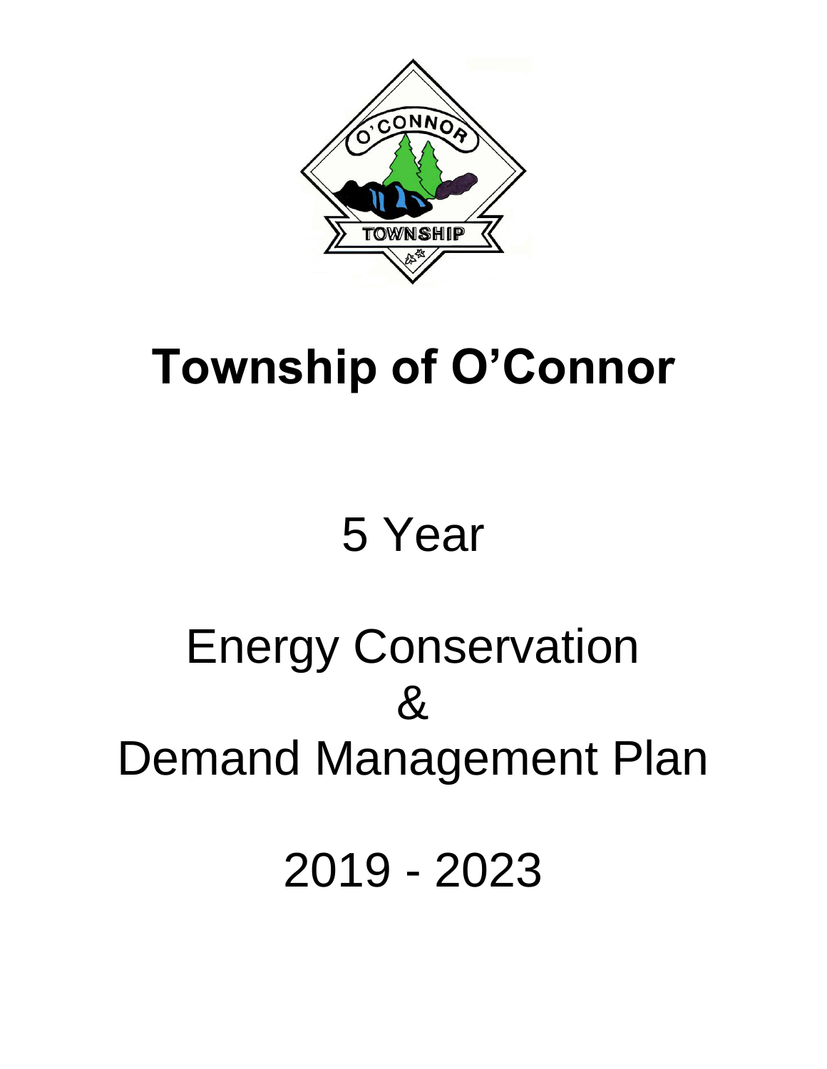# Township of O'Connor

5 Year

Energy Conservation
&
Demand Management Plan

2019 - 2023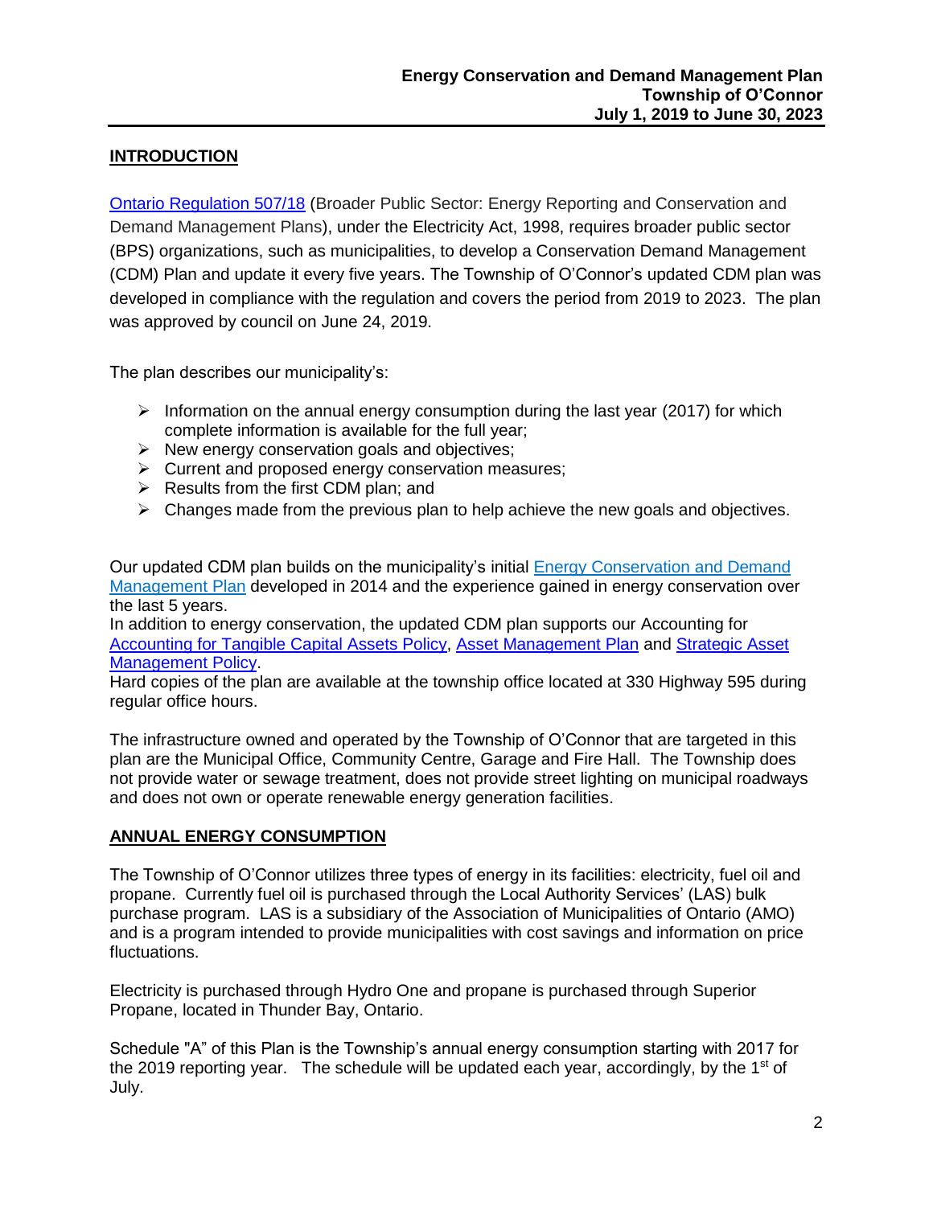## INTRODUCTION

Ontario Regulation 507/18 (Broader Public Sector: Energy Reporting and Conservation and Demand Management Plans), under the Electricity Act, 1998, requires broader public sector (BPS) organizations, such as municipalities, to develop a Conservation Demand Management (CDM) Plan and update it every five years. The Township of O'Connor's updated CDM plan was developed in compliance with the regulation and covers the period from 2019 to 2023. The plan was approved by council on June 24, 2019.

The plan describes our municipality's:

- Information on the annual energy consumption during the last year (2017) for which complete information is available for the full year;
- New energy conservation goals and objectives;
- Current and proposed energy conservation measures;
- Results from the first CDM plan; and
- Changes made from the previous plan to help achieve the new goals and objectives.

Our updated CDM plan builds on the municipality's initial Energy Conservation and Demand Management Plan developed in 2014 and the experience gained in energy conservation over the last 5 years.
In addition to energy conservation, the updated CDM plan supports our Accounting for Accounting for Tangible Capital Assets Policy, Asset Management Plan and Strategic Asset Management Policy.
Hard copies of the plan are available at the township office located at 330 Highway 595 during regular office hours.

The infrastructure owned and operated by the Township of O'Connor that are targeted in this plan are the Municipal Office, Community Centre, Garage and Fire Hall. The Township does not provide water or sewage treatment, does not provide street lighting on municipal roadways and does not own or operate renewable energy generation facilities.

## ANNUAL ENERGY CONSUMPTION

The Township of O'Connor utilizes three types of energy in its facilities: electricity, fuel oil and propane. Currently fuel oil is purchased through the Local Authority Services' (LAS) bulk purchase program. LAS is a subsidiary of the Association of Municipalities of Ontario (AMO) and is a program intended to provide municipalities with cost savings and information on price fluctuations.

Electricity is purchased through Hydro One and propane is purchased through Superior Propane, located in Thunder Bay, Ontario.

Schedule "A" of this Plan is the Township's annual energy consumption starting with 2017 for the 2019 reporting year. The schedule will be updated each year, accordingly, by the 1st of July.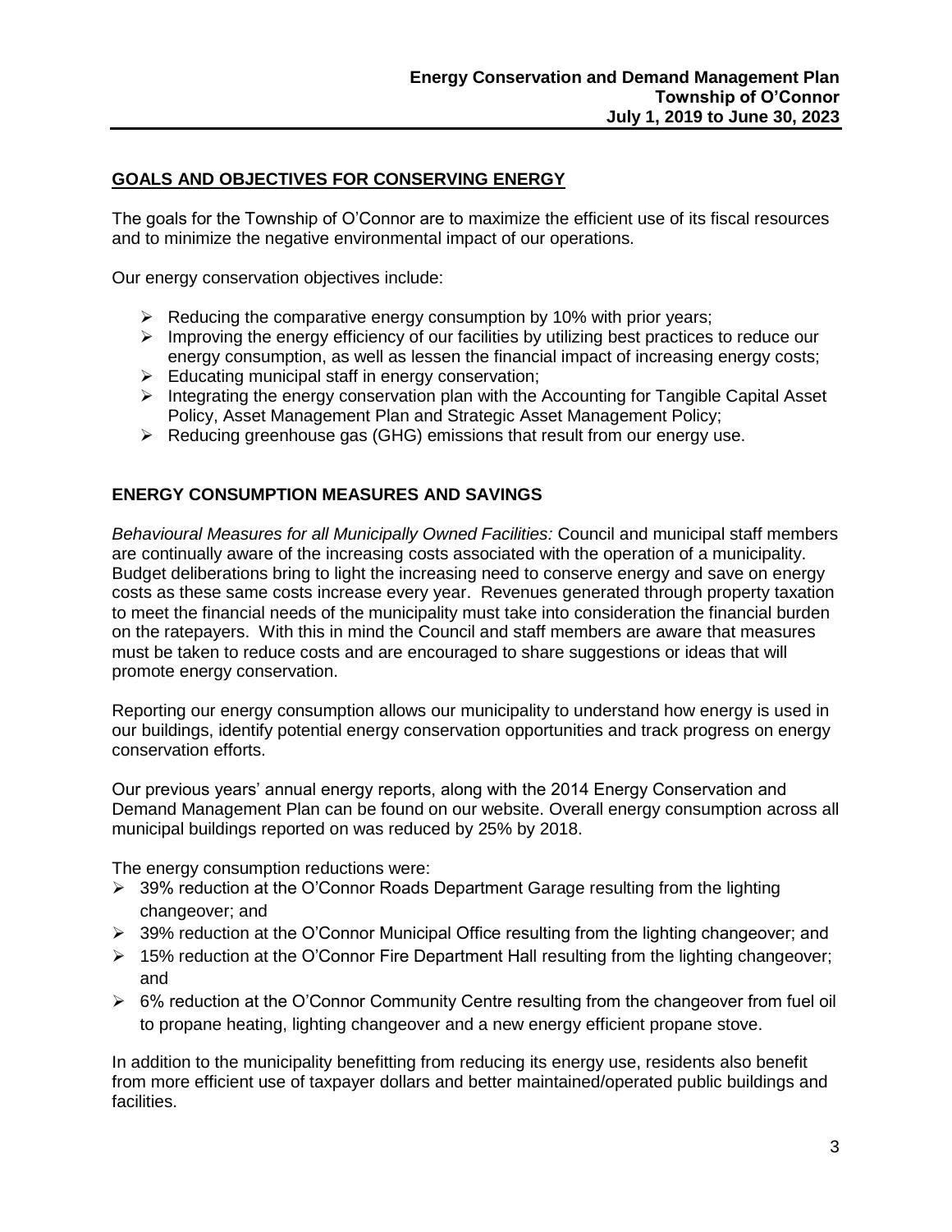## GOALS AND OBJECTIVES FOR CONSERVING ENERGY

The goals for the Township of O'Connor are to maximize the efficient use of its fiscal resources and to minimize the negative environmental impact of our operations.

Our energy conservation objectives include:

- Reducing the comparative energy consumption by 10% with prior years;
- Improving the energy efficiency of our facilities by utilizing best practices to reduce our energy consumption, as well as lessen the financial impact of increasing energy costs;
- Educating municipal staff in energy conservation;
- Integrating the energy conservation plan with the Accounting for Tangible Capital Asset Policy, Asset Management Plan and Strategic Asset Management Policy;
- Reducing greenhouse gas (GHG) emissions that result from our energy use.

## ENERGY CONSUMPTION MEASURES AND SAVINGS

*Behavioural Measures for all Municipally Owned Facilities:* Council and municipal staff members are continually aware of the increasing costs associated with the operation of a municipality. Budget deliberations bring to light the increasing need to conserve energy and save on energy costs as these same costs increase every year. Revenues generated through property taxation to meet the financial needs of the municipality must take into consideration the financial burden on the ratepayers. With this in mind the Council and staff members are aware that measures must be taken to reduce costs and are encouraged to share suggestions or ideas that will promote energy conservation.

Reporting our energy consumption allows our municipality to understand how energy is used in our buildings, identify potential energy conservation opportunities and track progress on energy conservation efforts.

Our previous years' annual energy reports, along with the 2014 Energy Conservation and Demand Management Plan can be found on our website. Overall energy consumption across all municipal buildings reported on was reduced by 25% by 2018.

The energy consumption reductions were:

- 39% reduction at the O'Connor Roads Department Garage resulting from the lighting changeover; and
- 39% reduction at the O'Connor Municipal Office resulting from the lighting changeover; and
- 15% reduction at the O'Connor Fire Department Hall resulting from the lighting changeover; and
- 6% reduction at the O'Connor Community Centre resulting from the changeover from fuel oil to propane heating, lighting changeover and a new energy efficient propane stove.

In addition to the municipality benefitting from reducing its energy use, residents also benefit from more efficient use of taxpayer dollars and better maintained/operated public buildings and facilities.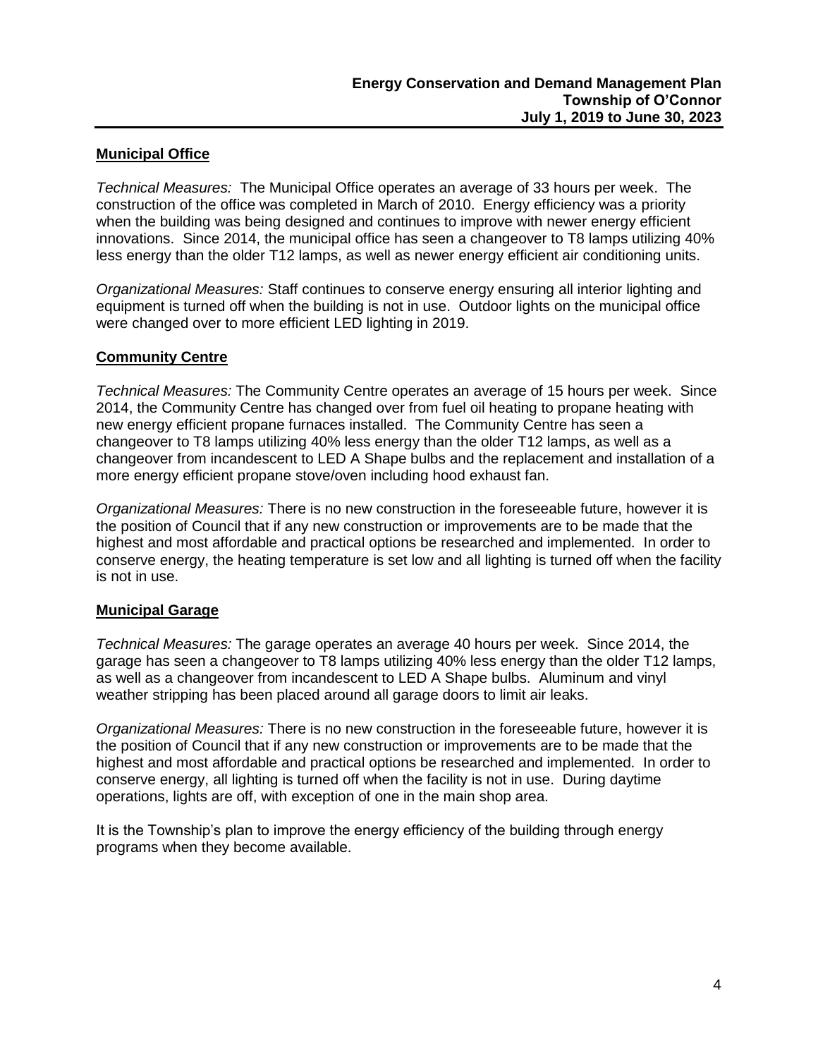## Municipal Office

*Technical Measures:* The Municipal Office operates an average of 33 hours per week. The construction of the office was completed in March of 2010. Energy efficiency was a priority when the building was being designed and continues to improve with newer energy efficient innovations. Since 2014, the municipal office has seen a changeover to T8 lamps utilizing 40% less energy than the older T12 lamps, as well as newer energy efficient air conditioning units.

*Organizational Measures:* Staff continues to conserve energy ensuring all interior lighting and equipment is turned off when the building is not in use. Outdoor lights on the municipal office were changed over to more efficient LED lighting in 2019.

## Community Centre

*Technical Measures:* The Community Centre operates an average of 15 hours per week. Since 2014, the Community Centre has changed over from fuel oil heating to propane heating with new energy efficient propane furnaces installed. The Community Centre has seen a changeover to T8 lamps utilizing 40% less energy than the older T12 lamps, as well as a changeover from incandescent to LED A Shape bulbs and the replacement and installation of a more energy efficient propane stove/oven including hood exhaust fan.

*Organizational Measures:* There is no new construction in the foreseeable future, however it is the position of Council that if any new construction or improvements are to be made that the highest and most affordable and practical options be researched and implemented. In order to conserve energy, the heating temperature is set low and all lighting is turned off when the facility is not in use.

## Municipal Garage

*Technical Measures:* The garage operates an average 40 hours per week. Since 2014, the garage has seen a changeover to T8 lamps utilizing 40% less energy than the older T12 lamps, as well as a changeover from incandescent to LED A Shape bulbs. Aluminum and vinyl weather stripping has been placed around all garage doors to limit air leaks.

*Organizational Measures:* There is no new construction in the foreseeable future, however it is the position of Council that if any new construction or improvements are to be made that the highest and most affordable and practical options be researched and implemented. In order to conserve energy, all lighting is turned off when the facility is not in use. During daytime operations, lights are off, with exception of one in the main shop area.

It is the Township's plan to improve the energy efficiency of the building through energy programs when they become available.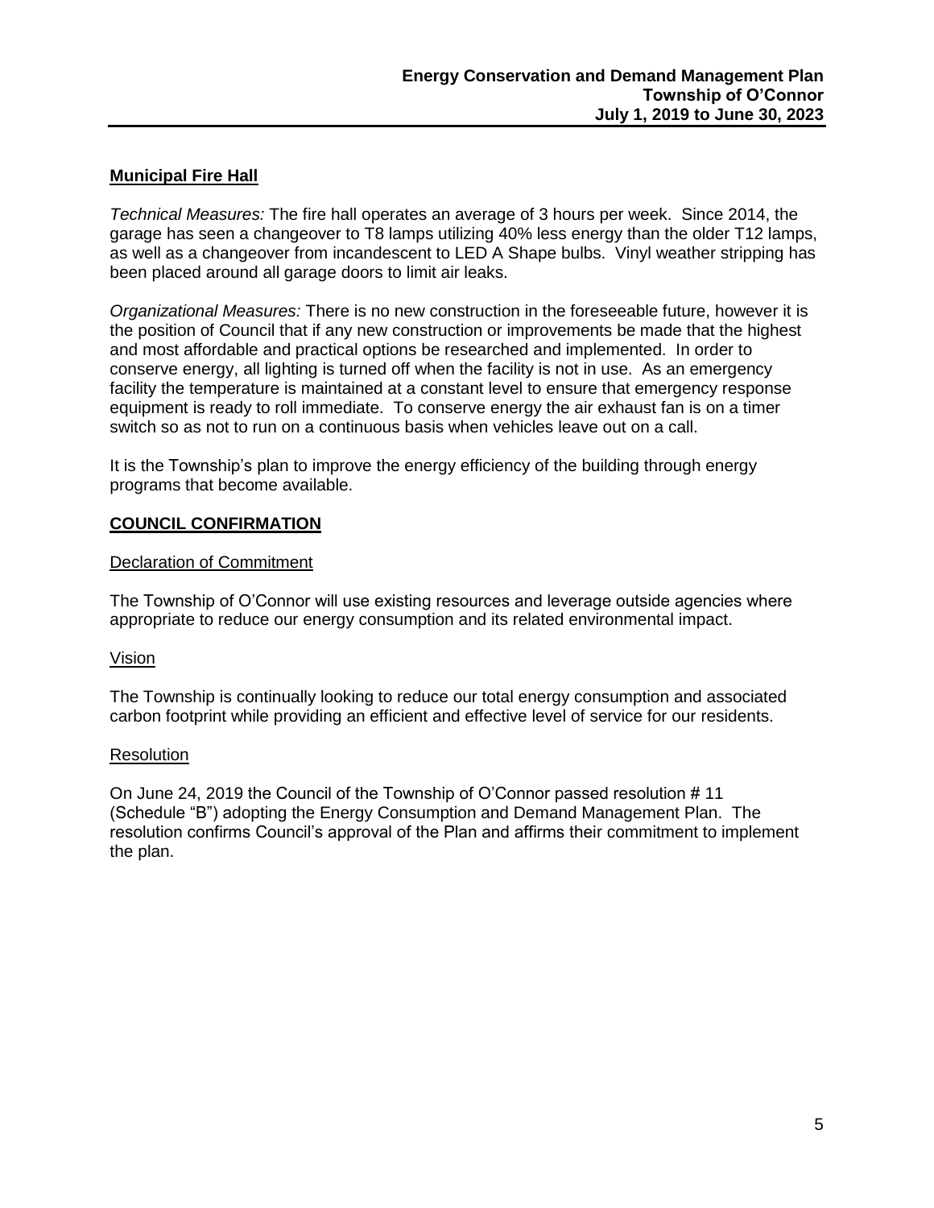## **Municipal Fire Hall**

*Technical Measures:* The fire hall operates an average of 3 hours per week. Since 2014, the garage has seen a changeover to T8 lamps utilizing 40% less energy than the older T12 lamps, as well as a changeover from incandescent to LED A Shape bulbs. Vinyl weather stripping has been placed around all garage doors to limit air leaks.

*Organizational Measures:* There is no new construction in the foreseeable future, however it is the position of Council that if any new construction or improvements be made that the highest and most affordable and practical options be researched and implemented. In order to conserve energy, all lighting is turned off when the facility is not in use. As an emergency facility the temperature is maintained at a constant level to ensure that emergency response equipment is ready to roll immediate. To conserve energy the air exhaust fan is on a timer switch so as not to run on a continuous basis when vehicles leave out on a call.

It is the Township's plan to improve the energy efficiency of the building through energy programs that become available.

## **COUNCIL CONFIRMATION**

### Declaration of Commitment

The Township of O'Connor will use existing resources and leverage outside agencies where appropriate to reduce our energy consumption and its related environmental impact.

### Vision

The Township is continually looking to reduce our total energy consumption and associated carbon footprint while providing an efficient and effective level of service for our residents.

### Resolution

On June 24, 2019 the Council of the Township of O'Connor passed resolution # 11 (Schedule "B") adopting the Energy Consumption and Demand Management Plan. The resolution confirms Council's approval of the Plan and affirms their commitment to implement the plan.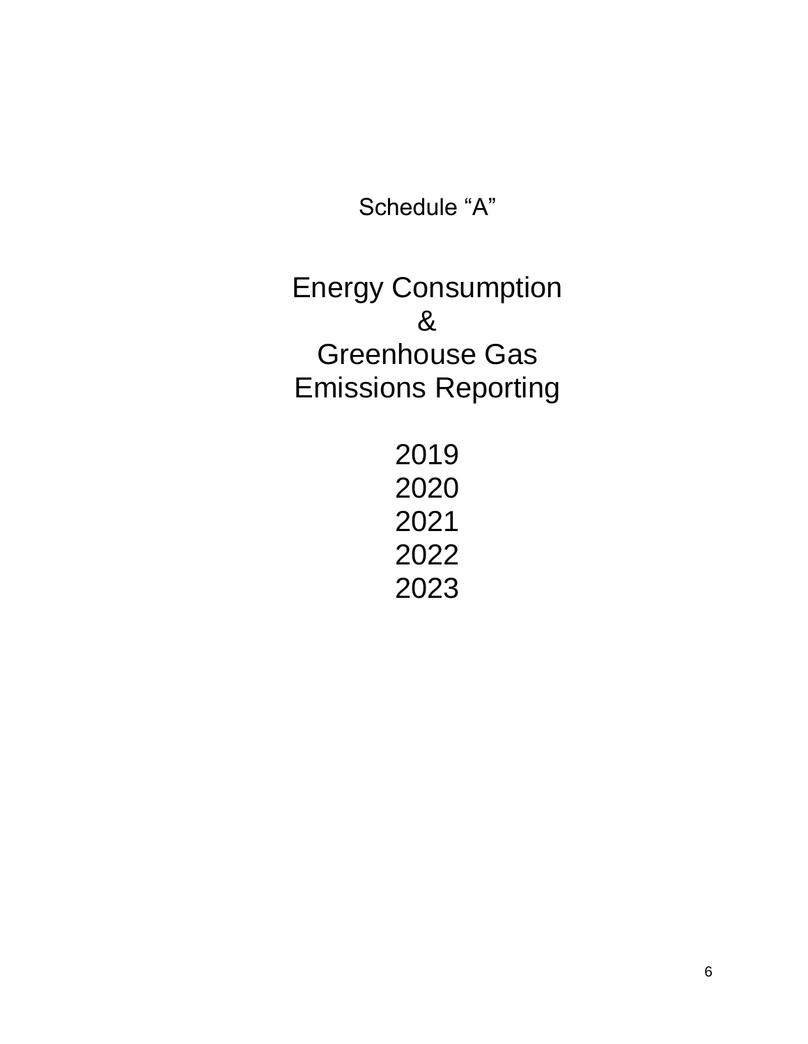Schedule “A”

# Energy Consumption & Greenhouse Gas Emissions Reporting

2019
2020
2021
2022
2023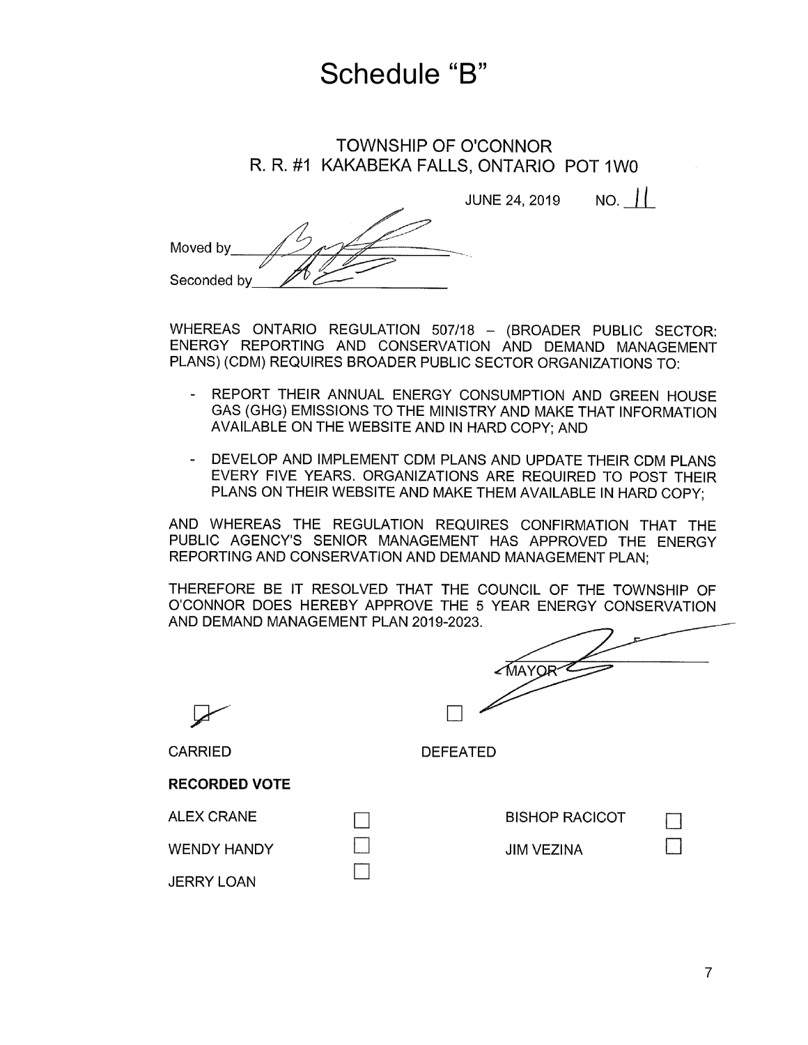# Schedule "B"

TOWNSHIP OF O'CONNOR
R. R. #1 KAKABEKA FALLS, ONTARIO P0T 1W0

JUNE 24, 2019 NO. 11

Moved by\_\_\_\_\_\_\_\_\_\_\_\_\_\_\_\_\_\_

Seconded by\_\_\_\_\_\_\_\_\_\_\_\_\_\_\_\_

WHEREAS ONTARIO REGULATION 507/18 – (BROADER PUBLIC SECTOR: ENERGY REPORTING AND CONSERVATION AND DEMAND MANAGEMENT PLANS) (CDM) REQUIRES BROADER PUBLIC SECTOR ORGANIZATIONS TO:

- REPORT THEIR ANNUAL ENERGY CONSUMPTION AND GREEN HOUSE GAS (GHG) EMISSIONS TO THE MINISTRY AND MAKE THAT INFORMATION AVAILABLE ON THE WEBSITE AND IN HARD COPY; AND
- DEVELOP AND IMPLEMENT CDM PLANS AND UPDATE THEIR CDM PLANS EVERY FIVE YEARS. ORGANIZATIONS ARE REQUIRED TO POST THEIR PLANS ON THEIR WEBSITE AND MAKE THEM AVAILABLE IN HARD COPY;

AND WHEREAS THE REGULATION REQUIRES CONFIRMATION THAT THE PUBLIC AGENCY'S SENIOR MANAGEMENT HAS APPROVED THE ENERGY REPORTING AND CONSERVATION AND DEMAND MANAGEMENT PLAN;

THEREFORE BE IT RESOLVED THAT THE COUNCIL OF THE TOWNSHIP OF O'CONNOR DOES HEREBY APPROVE THE 5 YEAR ENERGY CONSERVATION AND DEMAND MANAGEMENT PLAN 2019-2023.

MAYOR

☑ CARRIED ☐ DEFEATED

**RECORDED VOTE**

| | | | |
|---|---|---|---|
| ALEX CRANE | ☐ | BISHOP RACICOT | ☐ |
| WENDY HANDY | ☐ | JIM VEZINA | ☐ |
| JERRY LOAN | ☐ | | |